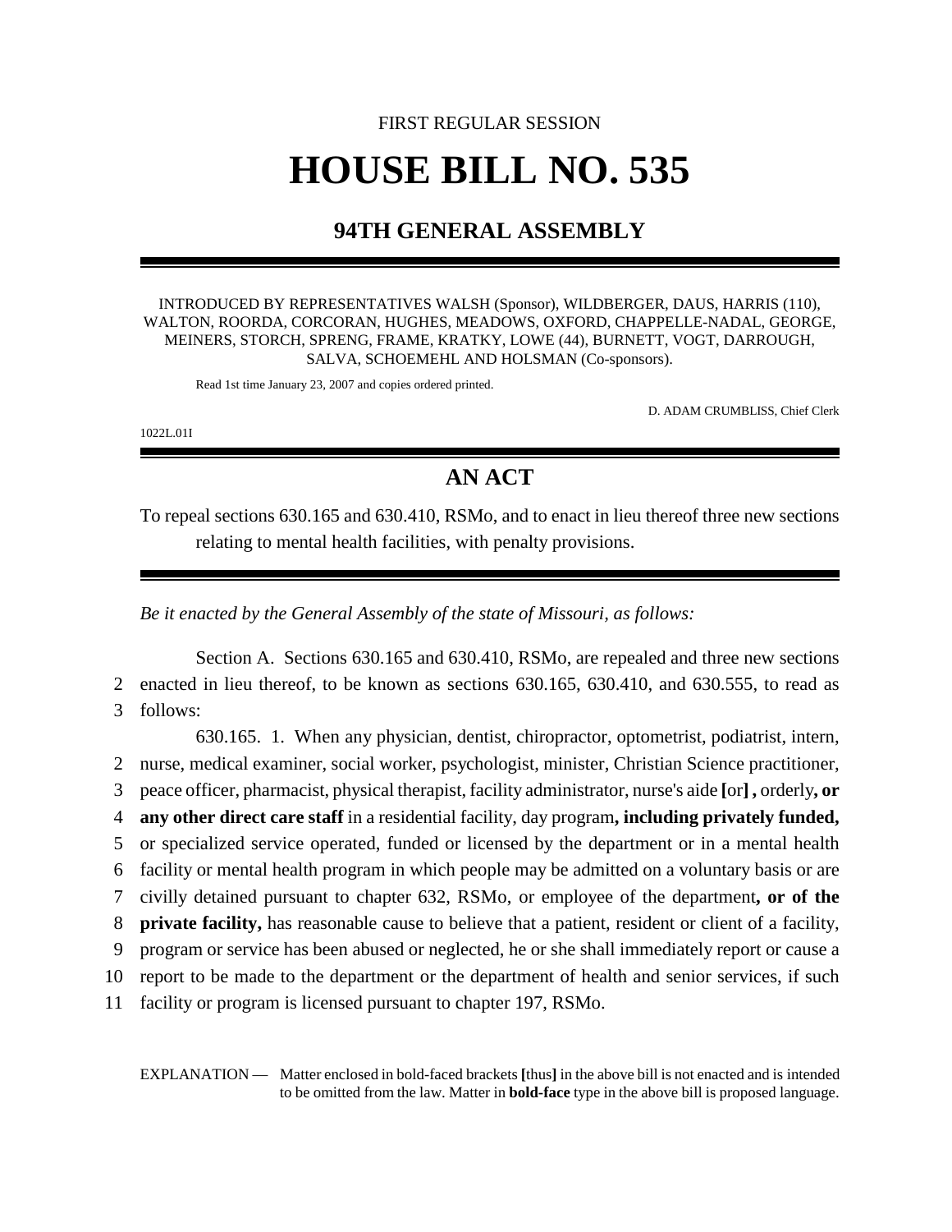FIRST REGULAR SESSION

# HOUSE BILL NO. 535

## 94TH GENERAL ASSEMBLY

INTRODUCED BY REPRESENTATIVES WALSH (Sponsor), WILDBERGER, DAUS, HARRIS (110), WALTON, ROORDA, CORCORAN, HUGHES, MEADOWS, OXFORD, CHAPPELLE-NADAL, GEORGE, MEINERS, STORCH, SPRENG, FRAME, KRATKY, LOWE (44), BURNETT, VOGT, DARROUGH, SALVA, SCHOEMEHL AND HOLSMAN (Co-sponsors).

Read 1st time January 23, 2007 and copies ordered printed.

D. ADAM CRUMBLISS, Chief Clerk

1022L.01I

## AN ACT

To repeal sections 630.165 and 630.410, RSMo, and to enact in lieu thereof three new sections relating to mental health facilities, with penalty provisions.

*Be it enacted by the General Assembly of the state of Missouri, as follows:*

Section A. Sections 630.165 and 630.410, RSMo, are repealed and three new sections enacted in lieu thereof, to be known as sections 630.165, 630.410, and 630.555, to read as follows:

630.165. 1. When any physician, dentist, chiropractor, optometrist, podiatrist, intern, nurse, medical examiner, social worker, psychologist, minister, Christian Science practitioner, peace officer, pharmacist, physical therapist, facility administrator, nurse's aide **[**or**] ,** orderly**, or any other direct care staff** in a residential facility, day program**, including privately funded,** or specialized service operated, funded or licensed by the department or in a mental health facility or mental health program in which people may be admitted on a voluntary basis or are civilly detained pursuant to chapter 632, RSMo, or employee of the department**, or of the private facility,** has reasonable cause to believe that a patient, resident or client of a facility, program or service has been abused or neglected, he or she shall immediately report or cause a report to be made to the department or the department of health and senior services, if such facility or program is licensed pursuant to chapter 197, RSMo.

EXPLANATION — Matter enclosed in bold-faced brackets **[**thus**]** in the above bill is not enacted and is intended to be omitted from the law. Matter in **bold-face** type in the above bill is proposed language.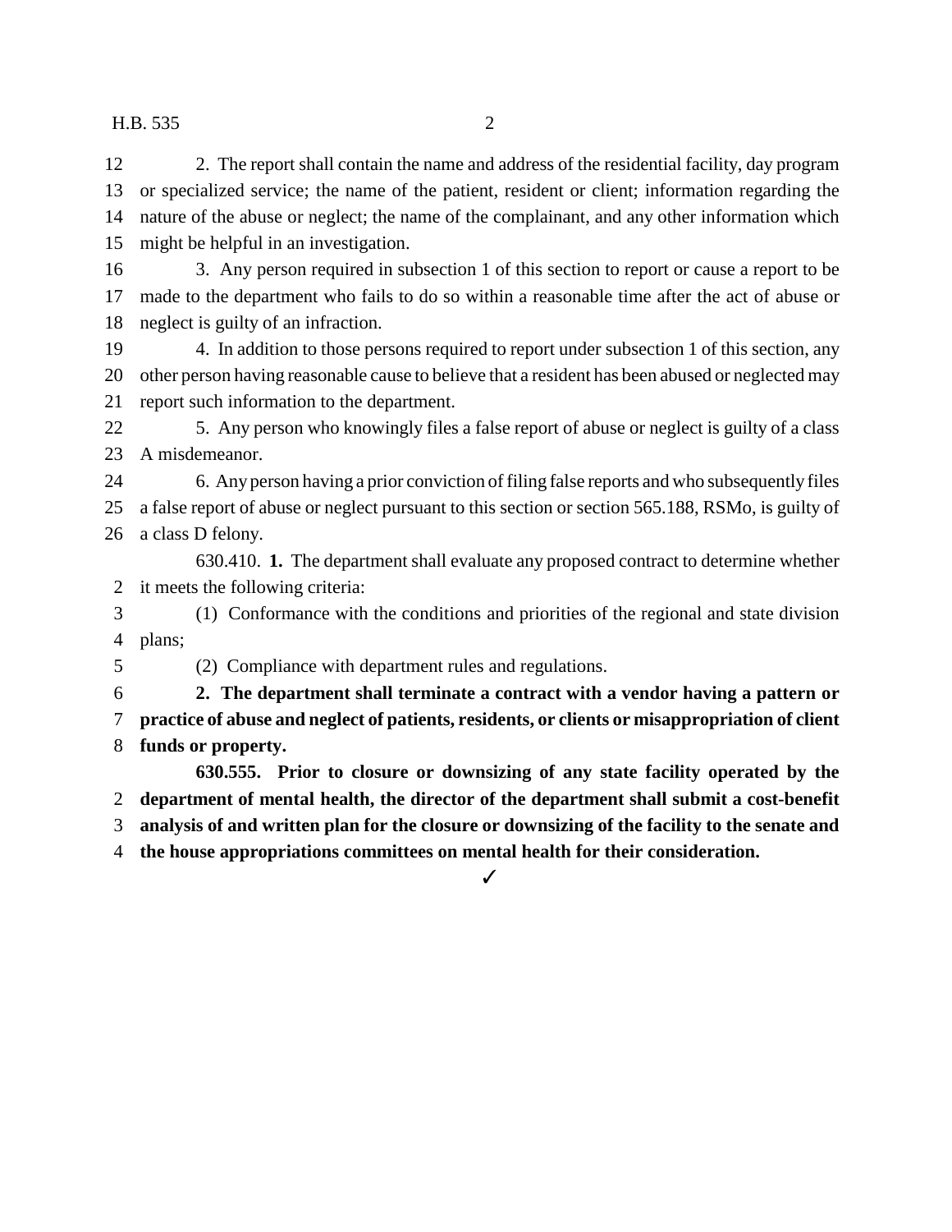2. The report shall contain the name and address of the residential facility, day program or specialized service; the name of the patient, resident or client; information regarding the nature of the abuse or neglect; the name of the complainant, and any other information which might be helpful in an investigation.

3. Any person required in subsection 1 of this section to report or cause a report to be made to the department who fails to do so within a reasonable time after the act of abuse or neglect is guilty of an infraction.

4. In addition to those persons required to report under subsection 1 of this section, any other person having reasonable cause to believe that a resident has been abused or neglected may report such information to the department.

5. Any person who knowingly files a false report of abuse or neglect is guilty of a class A misdemeanor.

6. Any person having a prior conviction of filing false reports and who subsequently files a false report of abuse or neglect pursuant to this section or section 565.188, RSMo, is guilty of a class D felony.

630.410. **1.** The department shall evaluate any proposed contract to determine whether it meets the following criteria:

(1) Conformance with the conditions and priorities of the regional and state division plans;

(2) Compliance with department rules and regulations.

**2. The department shall terminate a contract with a vendor having a pattern or practice of abuse and neglect of patients, residents, or clients or misappropriation of client funds or property.**

**630.555. Prior to closure or downsizing of any state facility operated by the department of mental health, the director of the department shall submit a cost-benefit analysis of and written plan for the closure or downsizing of the facility to the senate and the house appropriations committees on mental health for their consideration.**

✓